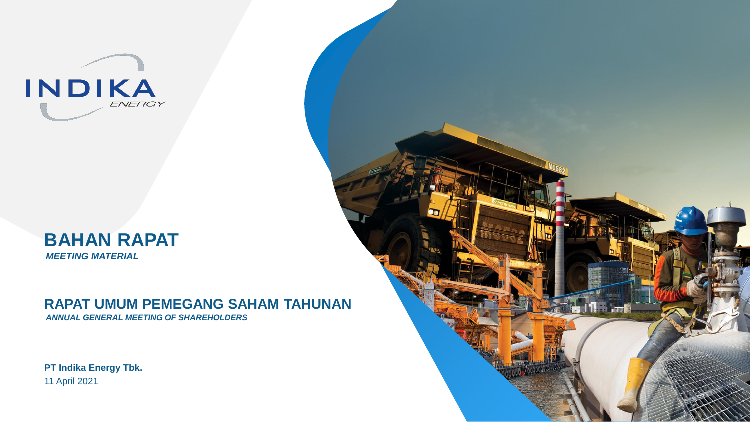INDIKA ENERGY

# BAHAN RAPAT

***MEETING MATERIAL***

## RAPAT UMUM PEMEGANG SAHAM TAHUNAN

***ANNUAL GENERAL MEETING OF SHAREHOLDERS***

**PT Indika Energy Tbk.**

11 April 2021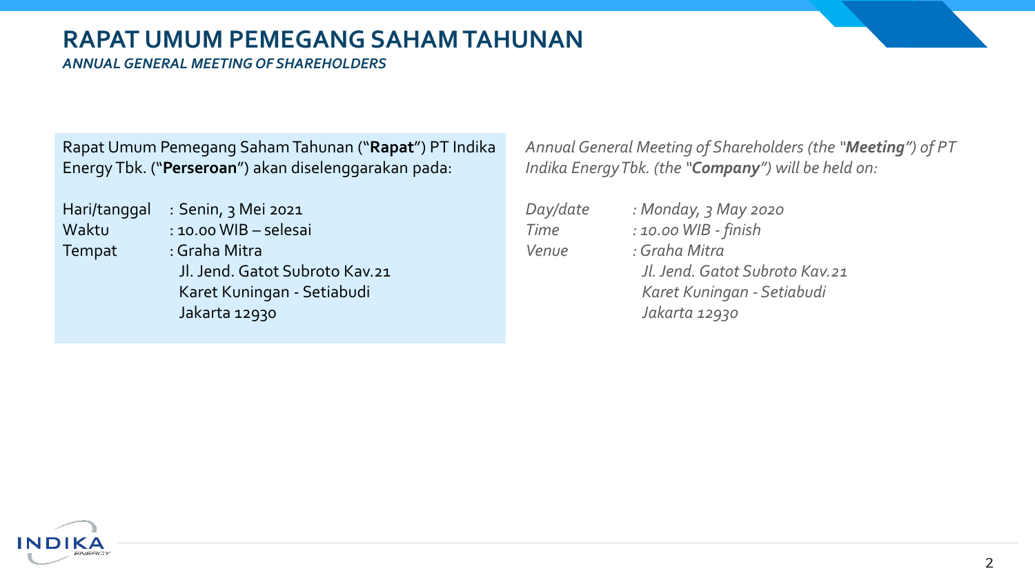# RAPAT UMUM PEMEGANG SAHAM TAHUNAN

*ANNUAL GENERAL MEETING OF SHAREHOLDERS*

Rapat Umum Pemegang Saham Tahunan ("**Rapat**") PT Indika Energy Tbk. ("**Perseroan**") akan diselenggarakan pada:

Hari/tanggal : Senin, 3 Mei 2021
Waktu : 10.00 WIB – selesai
Tempat : Graha Mitra
Jl. Jend. Gatot Subroto Kav.21
Karet Kuningan - Setiabudi
Jakarta 12930

*Annual General Meeting of Shareholders (the "**Meeting**") of PT Indika Energy Tbk. (the "**Company**") will be held on:*

*Day/date : Monday, 3 May 2020*
*Time : 10.00 WIB - finish*
*Venue : Graha Mitra*
*Jl. Jend. Gatot Subroto Kav.21*
*Karet Kuningan - Setiabudi*
*Jakarta 12930*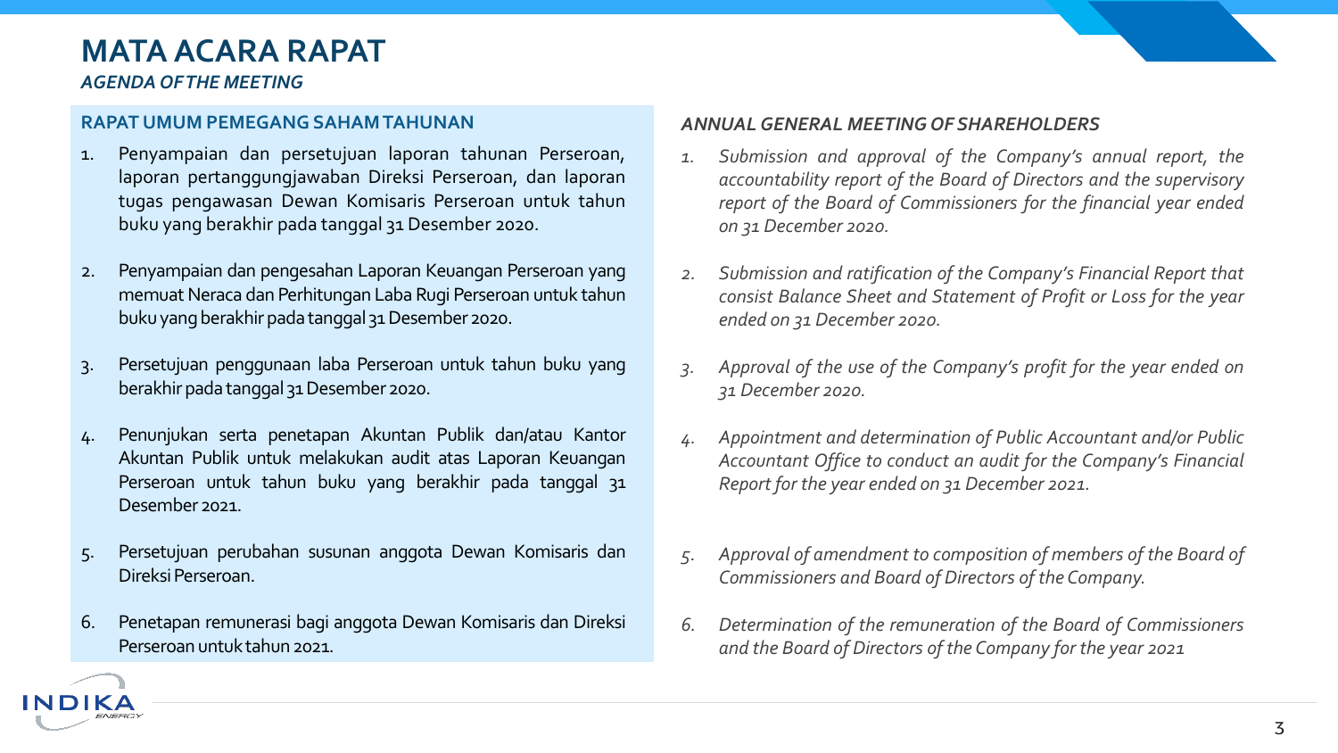# MATA ACARA RAPAT

*AGENDA OF THE MEETING*

## RAPAT UMUM PEMEGANG SAHAM TAHUNAN

1. Penyampaian dan persetujuan laporan tahunan Perseroan, laporan pertanggungjawaban Direksi Perseroan, dan laporan tugas pengawasan Dewan Komisaris Perseroan untuk tahun buku yang berakhir pada tanggal 31 Desember 2020.
2. Penyampaian dan pengesahan Laporan Keuangan Perseroan yang memuat Neraca dan Perhitungan Laba Rugi Perseroan untuk tahun buku yang berakhir pada tanggal 31 Desember 2020.
3. Persetujuan penggunaan laba Perseroan untuk tahun buku yang berakhir pada tanggal 31 Desember 2020.
4. Penunjukan serta penetapan Akuntan Publik dan/atau Kantor Akuntan Publik untuk melakukan audit atas Laporan Keuangan Perseroan untuk tahun buku yang berakhir pada tanggal 31 Desember 2021.
5. Persetujuan perubahan susunan anggota Dewan Komisaris dan Direksi Perseroan.
6. Penetapan remunerasi bagi anggota Dewan Komisaris dan Direksi Perseroan untuk tahun 2021.

## *ANNUAL GENERAL MEETING OF SHAREHOLDERS*

1. *Submission and approval of the Company's annual report, the accountability report of the Board of Directors and the supervisory report of the Board of Commissioners for the financial year ended on 31 December 2020.*
2. *Submission and ratification of the Company's Financial Report that consist Balance Sheet and Statement of Profit or Loss for the year ended on 31 December 2020.*
3. *Approval of the use of the Company's profit for the year ended on 31 December 2020.*
4. *Appointment and determination of Public Accountant and/or Public Accountant Office to conduct an audit for the Company's Financial Report for the year ended on 31 December 2021.*
5. *Approval of amendment to composition of members of the Board of Commissioners and Board of Directors of the Company.*
6. *Determination of the remuneration of the Board of Commissioners and the Board of Directors of the Company for the year 2021*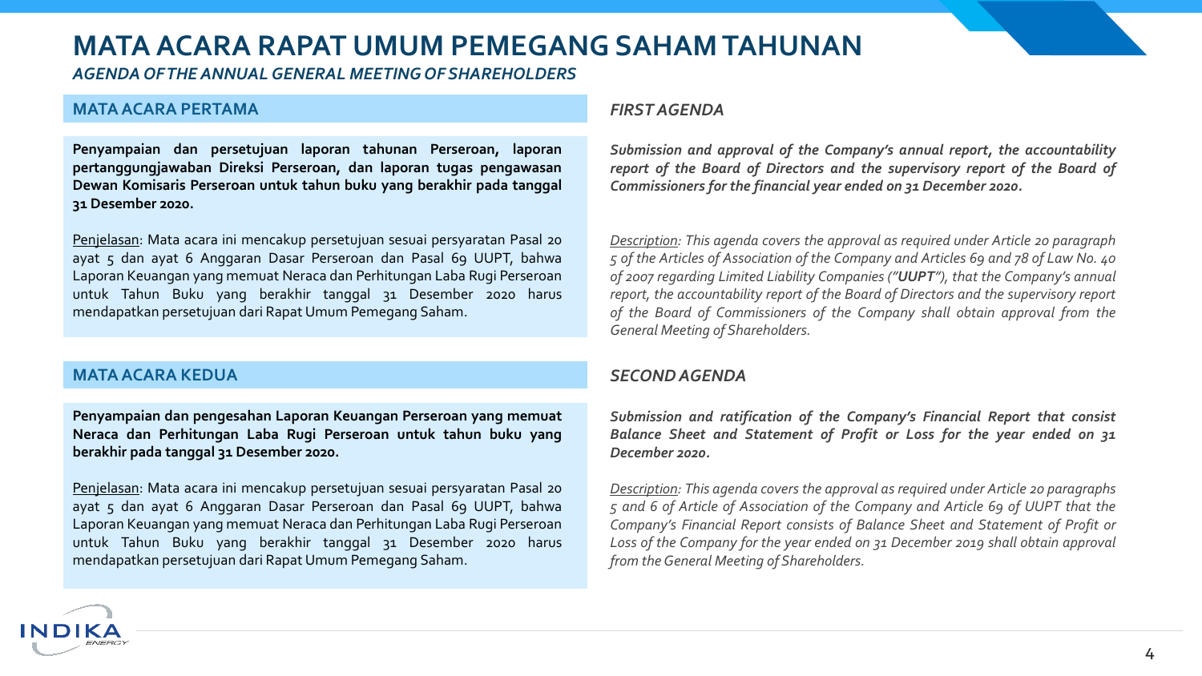# MATA ACARA RAPAT UMUM PEMEGANG SAHAM TAHUNAN

*AGENDA OF THE ANNUAL GENERAL MEETING OF SHAREHOLDERS*

## MATA ACARA PERTAMA

**Penyampaian dan persetujuan laporan tahunan Perseroan, laporan pertanggungjawaban Direksi Perseroan, dan laporan tugas pengawasan Dewan Komisaris Perseroan untuk tahun buku yang berakhir pada tanggal 31 Desember 2020.**

Penjelasan: Mata acara ini mencakup persetujuan sesuai persyaratan Pasal 20 ayat 5 dan ayat 6 Anggaran Dasar Perseroan dan Pasal 69 UUPT, bahwa Laporan Keuangan yang memuat Neraca dan Perhitungan Laba Rugi Perseroan untuk Tahun Buku yang berakhir tanggal 31 Desember 2020 harus mendapatkan persetujuan dari Rapat Umum Pemegang Saham.

## *FIRST AGENDA*

***Submission and approval of the Company's annual report, the accountability report of the Board of Directors and the supervisory report of the Board of Commissioners for the financial year ended on 31 December 2020.***

*Description: This agenda covers the approval as required under Article 20 paragraph 5 of the Articles of Association of the Company and Articles 69 and 78 of Law No. 40 of 2007 regarding Limited Liability Companies ("**UUPT**"), that the Company's annual report, the accountability report of the Board of Directors and the supervisory report of the Board of Commissioners of the Company shall obtain approval from the General Meeting of Shareholders.*

## MATA ACARA KEDUA

**Penyampaian dan pengesahan Laporan Keuangan Perseroan yang memuat Neraca dan Perhitungan Laba Rugi Perseroan untuk tahun buku yang berakhir pada tanggal 31 Desember 2020.**

Penjelasan: Mata acara ini mencakup persetujuan sesuai persyaratan Pasal 20 ayat 5 dan ayat 6 Anggaran Dasar Perseroan dan Pasal 69 UUPT, bahwa Laporan Keuangan yang memuat Neraca dan Perhitungan Laba Rugi Perseroan untuk Tahun Buku yang berakhir tanggal 31 Desember 2020 harus mendapatkan persetujuan dari Rapat Umum Pemegang Saham.

## *SECOND AGENDA*

***Submission and ratification of the Company's Financial Report that consist Balance Sheet and Statement of Profit or Loss for the year ended on 31 December 2020.***

*Description: This agenda covers the approval as required under Article 20 paragraphs 5 and 6 of Article of Association of the Company and Article 69 of UUPT that the Company's Financial Report consists of Balance Sheet and Statement of Profit or Loss of the Company for the year ended on 31 December 2019 shall obtain approval from the General Meeting of Shareholders.*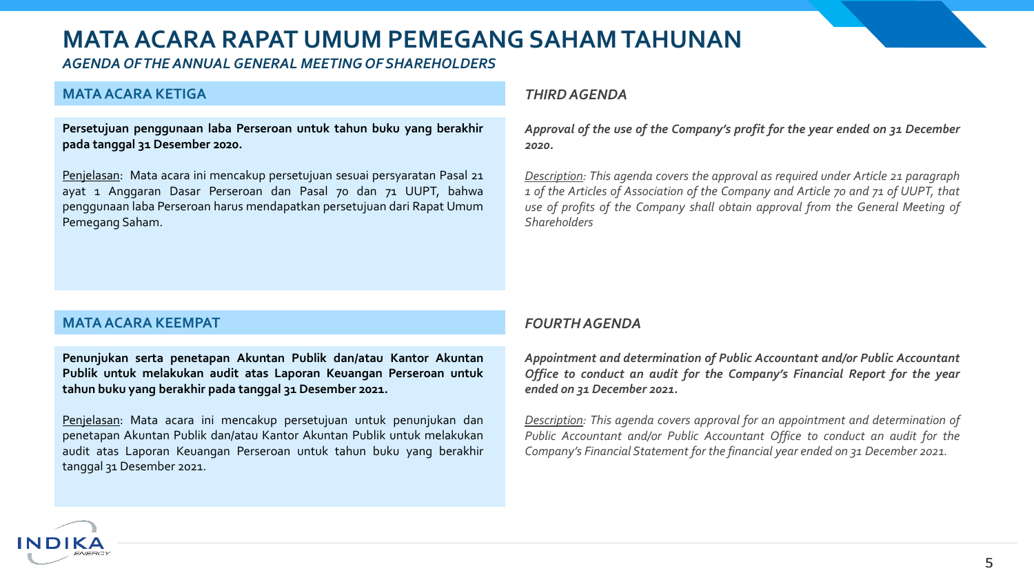# MATA ACARA RAPAT UMUM PEMEGANG SAHAM TAHUNAN

*AGENDA OF THE ANNUAL GENERAL MEETING OF SHAREHOLDERS*

## MATA ACARA KETIGA

**Persetujuan penggunaan laba Perseroan untuk tahun buku yang berakhir pada tanggal 31 Desember 2020.**

Penjelasan: Mata acara ini mencakup persetujuan sesuai persyaratan Pasal 21 ayat 1 Anggaran Dasar Perseroan dan Pasal 70 dan 71 UUPT, bahwa penggunaan laba Perseroan harus mendapatkan persetujuan dari Rapat Umum Pemegang Saham.

## *THIRD AGENDA*

***Approval of the use of the Company's profit for the year ended on 31 December 2020.***

*Description: This agenda covers the approval as required under Article 21 paragraph 1 of the Articles of Association of the Company and Article 70 and 71 of UUPT, that use of profits of the Company shall obtain approval from the General Meeting of Shareholders*

## MATA ACARA KEEMPAT

**Penunjukan serta penetapan Akuntan Publik dan/atau Kantor Akuntan Publik untuk melakukan audit atas Laporan Keuangan Perseroan untuk tahun buku yang berakhir pada tanggal 31 Desember 2021.**

Penjelasan: Mata acara ini mencakup persetujuan untuk penunjukan dan penetapan Akuntan Publik dan/atau Kantor Akuntan Publik untuk melakukan audit atas Laporan Keuangan Perseroan untuk tahun buku yang berakhir tanggal 31 Desember 2021.

## *FOURTH AGENDA*

***Appointment and determination of Public Accountant and/or Public Accountant Office to conduct an audit for the Company's Financial Report for the year ended on 31 December 2021.***

*Description: This agenda covers approval for an appointment and determination of Public Accountant and/or Public Accountant Office to conduct an audit for the Company's Financial Statement for the financial year ended on 31 December 2021.*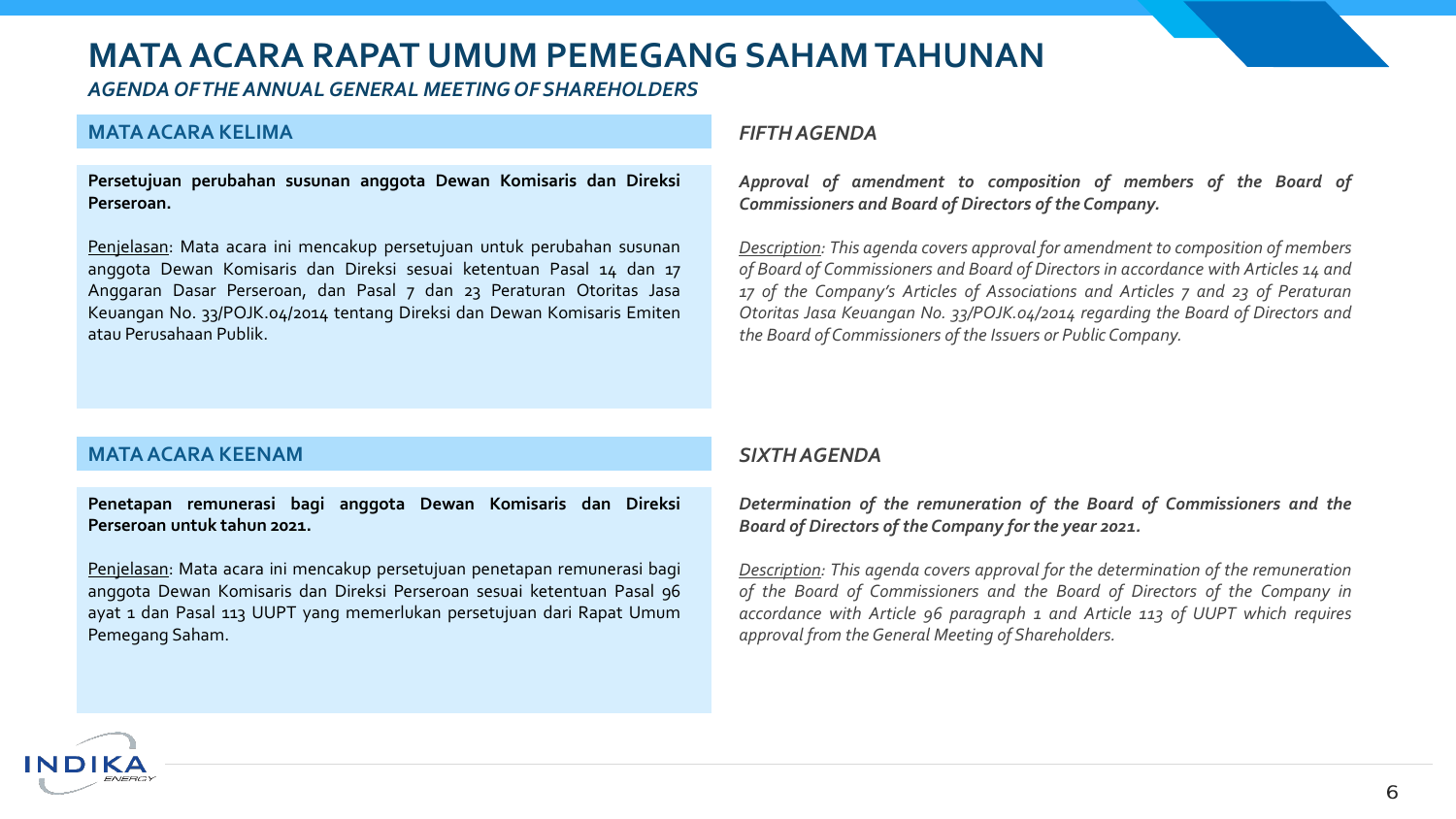# MATA ACARA RAPAT UMUM PEMEGANG SAHAM TAHUNAN

*AGENDA OF THE ANNUAL GENERAL MEETING OF SHAREHOLDERS*

## MATA ACARA KELIMA

**Persetujuan perubahan susunan anggota Dewan Komisaris dan Direksi Perseroan.**

Penjelasan: Mata acara ini mencakup persetujuan untuk perubahan susunan anggota Dewan Komisaris dan Direksi sesuai ketentuan Pasal 14 dan 17 Anggaran Dasar Perseroan, dan Pasal 7 dan 23 Peraturan Otoritas Jasa Keuangan No. 33/POJK.04/2014 tentang Direksi dan Dewan Komisaris Emiten atau Perusahaan Publik.

## *FIFTH AGENDA*

***Approval of amendment to composition of members of the Board of Commissioners and Board of Directors of the Company.***

*Description: This agenda covers approval for amendment to composition of members of Board of Commissioners and Board of Directors in accordance with Articles 14 and 17 of the Company's Articles of Associations and Articles 7 and 23 of Peraturan Otoritas Jasa Keuangan No. 33/POJK.04/2014 regarding the Board of Directors and the Board of Commissioners of the Issuers or Public Company.*

## MATA ACARA KEENAM

**Penetapan remunerasi bagi anggota Dewan Komisaris dan Direksi Perseroan untuk tahun 2021.**

Penjelasan: Mata acara ini mencakup persetujuan penetapan remunerasi bagi anggota Dewan Komisaris dan Direksi Perseroan sesuai ketentuan Pasal 96 ayat 1 dan Pasal 113 UUPT yang memerlukan persetujuan dari Rapat Umum Pemegang Saham.

## *SIXTH AGENDA*

***Determination of the remuneration of the Board of Commissioners and the Board of Directors of the Company for the year 2021.***

*Description: This agenda covers approval for the determination of the remuneration of the Board of Commissioners and the Board of Directors of the Company in accordance with Article 96 paragraph 1 and Article 113 of UUPT which requires approval from the General Meeting of Shareholders.*